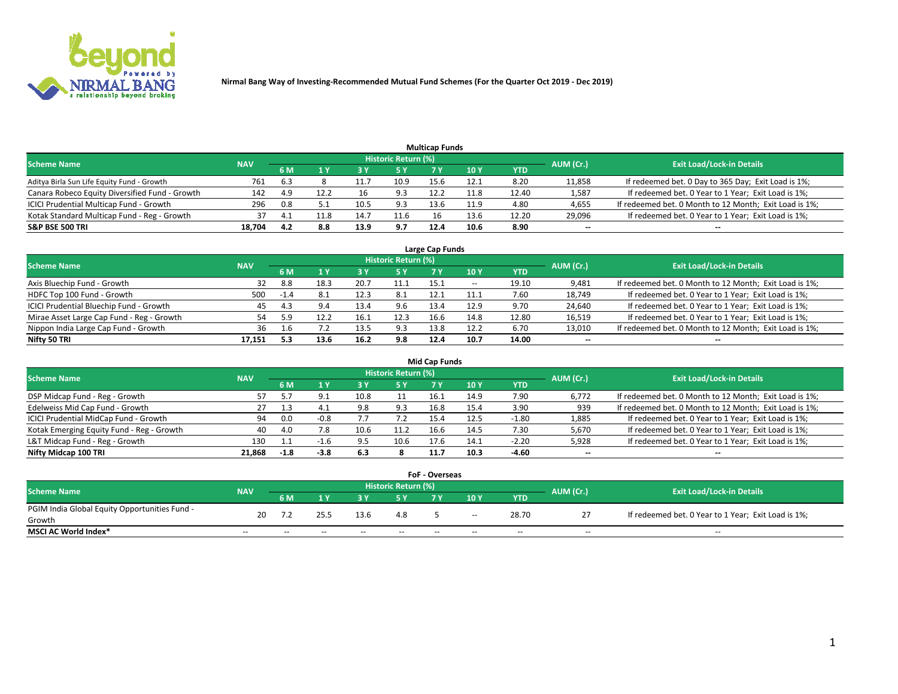**Nirmal Bang Way of Investing-Recommended Mutual Fund Schemes (For the Quarter Oct 2019 - Dec 2019)**

### Multicap Funds

| Scheme Name | NAV | Historic Return (%) | | | | | | | AUM (Cr.) | Exit Load/Lock-in Details |
|---|---|---|---|---|---|---|---|---|---|---|
| | | 6 M | 1 Y | 3 Y | 5 Y | 7 Y | 10 Y | YTD | | |
| Aditya Birla Sun Life Equity Fund - Growth | 761 | 6.3 | 8 | 11.7 | 10.9 | 15.6 | 12.1 | 8.20 | 11,858 | If redeemed bet. 0 Day to 365 Day; Exit Load is 1%; |
| Canara Robeco Equity Diversified Fund - Growth | 142 | 4.9 | 12.2 | 16 | 9.3 | 12.2 | 11.8 | 12.40 | 1,587 | If redeemed bet. 0 Year to 1 Year; Exit Load is 1%; |
| ICICI Prudential Multicap Fund - Growth | 296 | 0.8 | 5.1 | 10.5 | 9.3 | 13.6 | 11.9 | 4.80 | 4,655 | If redeemed bet. 0 Month to 12 Month; Exit Load is 1%; |
| Kotak Standard Multicap Fund - Reg - Growth | 37 | 4.1 | 11.8 | 14.7 | 11.6 | 16 | 13.6 | 12.20 | 29,096 | If redeemed bet. 0 Year to 1 Year; Exit Load is 1%; |
| **S&P BSE 500 TRI** | **18,704** | **4.2** | **8.8** | **13.9** | **9.7** | **12.4** | **10.6** | **8.90** | **--** | **--** |

### Large Cap Funds

| Scheme Name | NAV | Historic Return (%) | | | | | | | AUM (Cr.) | Exit Load/Lock-in Details |
|---|---|---|---|---|---|---|---|---|---|---|
| | | 6 M | 1 Y | 3 Y | 5 Y | 7 Y | 10 Y | YTD | | |
| Axis Bluechip Fund - Growth | 32 | 8.8 | 18.3 | 20.7 | 11.1 | 15.1 | -- | 19.10 | 9,481 | If redeemed bet. 0 Month to 12 Month; Exit Load is 1%; |
| HDFC Top 100 Fund - Growth | 500 | -1.4 | 8.1 | 12.3 | 8.1 | 12.1 | 11.1 | 7.60 | 18,749 | If redeemed bet. 0 Year to 1 Year; Exit Load is 1%; |
| ICICI Prudential Bluechip Fund - Growth | 45 | 4.3 | 9.4 | 13.4 | 9.6 | 13.4 | 12.9 | 9.70 | 24,640 | If redeemed bet. 0 Year to 1 Year; Exit Load is 1%; |
| Mirae Asset Large Cap Fund - Reg - Growth | 54 | 5.9 | 12.2 | 16.1 | 12.3 | 16.6 | 14.8 | 12.80 | 16,519 | If redeemed bet. 0 Year to 1 Year; Exit Load is 1%; |
| Nippon India Large Cap Fund - Growth | 36 | 1.6 | 7.2 | 13.5 | 9.3 | 13.8 | 12.2 | 6.70 | 13,010 | If redeemed bet. 0 Month to 12 Month; Exit Load is 1%; |
| **Nifty 50 TRI** | **17,151** | **5.3** | **13.6** | **16.2** | **9.8** | **12.4** | **10.7** | **14.00** | **--** | **--** |

### Mid Cap Funds

| Scheme Name | NAV | Historic Return (%) | | | | | | | AUM (Cr.) | Exit Load/Lock-in Details |
|---|---|---|---|---|---|---|---|---|---|---|
| | | 6 M | 1 Y | 3 Y | 5 Y | 7 Y | 10 Y | YTD | | |
| DSP Midcap Fund - Reg - Growth | 57 | 5.7 | 9.1 | 10.8 | 11 | 16.1 | 14.9 | 7.90 | 6,772 | If redeemed bet. 0 Month to 12 Month; Exit Load is 1%; |
| Edelweiss Mid Cap Fund - Growth | 27 | 1.3 | 4.1 | 9.8 | 9.3 | 16.8 | 15.4 | 3.90 | 939 | If redeemed bet. 0 Month to 12 Month; Exit Load is 1%; |
| ICICI Prudential MidCap Fund - Growth | 94 | 0.0 | -0.8 | 7.7 | 7.2 | 15.4 | 12.5 | -1.80 | 1,885 | If redeemed bet. 0 Year to 1 Year; Exit Load is 1%; |
| Kotak Emerging Equity Fund - Reg - Growth | 40 | 4.0 | 7.8 | 10.6 | 11.2 | 16.6 | 14.5 | 7.30 | 5,670 | If redeemed bet. 0 Year to 1 Year; Exit Load is 1%; |
| L&T Midcap Fund - Reg - Growth | 130 | 1.1 | -1.6 | 9.5 | 10.6 | 17.6 | 14.1 | -2.20 | 5,928 | If redeemed bet. 0 Year to 1 Year; Exit Load is 1%; |
| **Nifty Midcap 100 TRI** | **21,868** | **-1.8** | **-3.8** | **6.3** | **8** | **11.7** | **10.3** | **-4.60** | **--** | **--** |

### FoF - Overseas

| Scheme Name | NAV | Historic Return (%) | | | | | | | AUM (Cr.) | Exit Load/Lock-in Details |
|---|---|---|---|---|---|---|---|---|---|---|
| | | 6 M | 1 Y | 3 Y | 5 Y | 7 Y | 10 Y | YTD | | |
| PGIM India Global Equity Opportunities Fund - Growth | 20 | 7.2 | 25.5 | 13.6 | 4.8 | 5 | -- | 28.70 | 27 | If redeemed bet. 0 Year to 1 Year; Exit Load is 1%; |
| **MSCI AC World Index*** | -- | -- | -- | -- | -- | -- | -- | -- | -- | -- |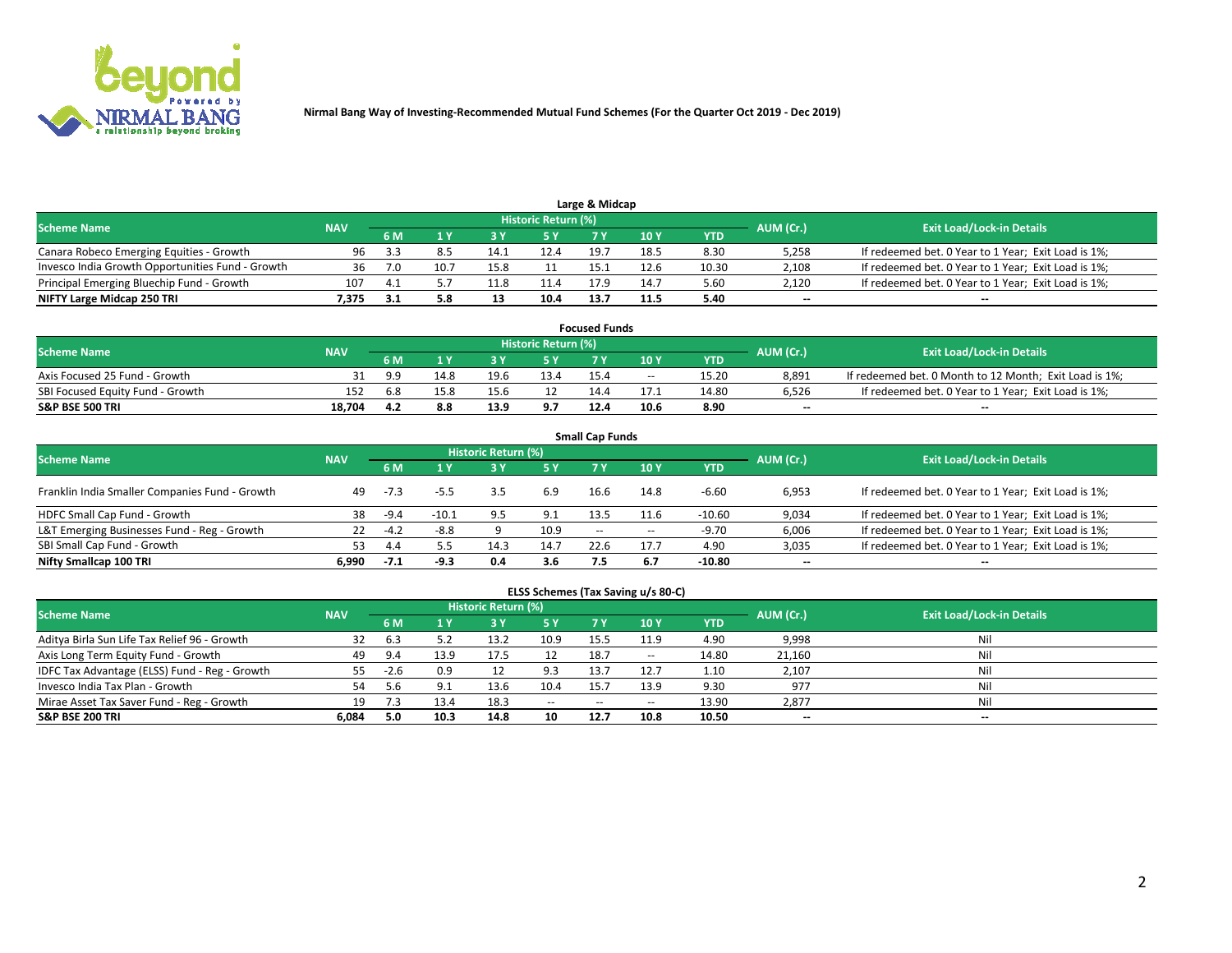Nirmal Bang Way of Investing-Recommended Mutual Fund Schemes (For the Quarter Oct 2019 - Dec 2019)

## Large & Midcap

| Scheme Name | NAV | Historic Return (%) | | | | | | | AUM (Cr.) | Exit Load/Lock-in Details |
|---|---|---|---|---|---|---|---|---|---|---|
| | | 6 M | 1 Y | 3 Y | 5 Y | 7 Y | 10 Y | YTD | | |
| Canara Robeco Emerging Equities - Growth | 96 | 3.3 | 8.5 | 14.1 | 12.4 | 19.7 | 18.5 | 8.30 | 5,258 | If redeemed bet. 0 Year to 1 Year; Exit Load is 1%; |
| Invesco India Growth Opportunities Fund - Growth | 36 | 7.0 | 10.7 | 15.8 | 11 | 15.1 | 12.6 | 10.30 | 2,108 | If redeemed bet. 0 Year to 1 Year; Exit Load is 1%; |
| Principal Emerging Bluechip Fund - Growth | 107 | 4.1 | 5.7 | 11.8 | 11.4 | 17.9 | 14.7 | 5.60 | 2,120 | If redeemed bet. 0 Year to 1 Year; Exit Load is 1%; |
| **NIFTY Large Midcap 250 TRI** | **7,375** | **3.1** | **5.8** | **13** | **10.4** | **13.7** | **11.5** | **5.40** | **--** | **--** |

## Focused Funds

| Scheme Name | NAV | Historic Return (%) | | | | | | | AUM (Cr.) | Exit Load/Lock-in Details |
|---|---|---|---|---|---|---|---|---|---|---|
| | | 6 M | 1 Y | 3 Y | 5 Y | 7 Y | 10 Y | YTD | | |
| Axis Focused 25 Fund - Growth | 31 | 9.9 | 14.8 | 19.6 | 13.4 | 15.4 | -- | 15.20 | 8,891 | If redeemed bet. 0 Month to 12 Month; Exit Load is 1%; |
| SBI Focused Equity Fund - Growth | 152 | 6.8 | 15.8 | 15.6 | 12 | 14.4 | 17.1 | 14.80 | 6,526 | If redeemed bet. 0 Year to 1 Year; Exit Load is 1%; |
| **S&P BSE 500 TRI** | **18,704** | **4.2** | **8.8** | **13.9** | **9.7** | **12.4** | **10.6** | **8.90** | **--** | **--** |

## Small Cap Funds

| Scheme Name | NAV | Historic Return (%) | | | | | | | AUM (Cr.) | Exit Load/Lock-in Details |
|---|---|---|---|---|---|---|---|---|---|---|
| | | 6 M | 1 Y | 3 Y | 5 Y | 7 Y | 10 Y | YTD | | |
| Franklin India Smaller Companies Fund - Growth | 49 | -7.3 | -5.5 | 3.5 | 6.9 | 16.6 | 14.8 | -6.60 | 6,953 | If redeemed bet. 0 Year to 1 Year; Exit Load is 1%; |
| HDFC Small Cap Fund - Growth | 38 | -9.4 | -10.1 | 9.5 | 9.1 | 13.5 | 11.6 | -10.60 | 9,034 | If redeemed bet. 0 Year to 1 Year; Exit Load is 1%; |
| L&T Emerging Businesses Fund - Reg - Growth | 22 | -4.2 | -8.8 | 9 | 10.9 | -- | -- | -9.70 | 6,006 | If redeemed bet. 0 Year to 1 Year; Exit Load is 1%; |
| SBI Small Cap Fund - Growth | 53 | 4.4 | 5.5 | 14.3 | 14.7 | 22.6 | 17.7 | 4.90 | 3,035 | If redeemed bet. 0 Year to 1 Year; Exit Load is 1%; |
| **Nifty Smallcap 100 TRI** | **6,990** | **-7.1** | **-9.3** | **0.4** | **3.6** | **7.5** | **6.7** | **-10.80** | **--** | **--** |

## ELSS Schemes (Tax Saving u/s 80-C)

| Scheme Name | NAV | Historic Return (%) | | | | | | | AUM (Cr.) | Exit Load/Lock-in Details |
|---|---|---|---|---|---|---|---|---|---|---|
| | | 6 M | 1 Y | 3 Y | 5 Y | 7 Y | 10 Y | YTD | | |
| Aditya Birla Sun Life Tax Relief 96 - Growth | 32 | 6.3 | 5.2 | 13.2 | 10.9 | 15.5 | 11.9 | 4.90 | 9,998 | Nil |
| Axis Long Term Equity Fund - Growth | 49 | 9.4 | 13.9 | 17.5 | 12 | 18.7 | -- | 14.80 | 21,160 | Nil |
| IDFC Tax Advantage (ELSS) Fund - Reg - Growth | 55 | -2.6 | 0.9 | 12 | 9.3 | 13.7 | 12.7 | 1.10 | 2,107 | Nil |
| Invesco India Tax Plan - Growth | 54 | 5.6 | 9.1 | 13.6 | 10.4 | 15.7 | 13.9 | 9.30 | 977 | Nil |
| Mirae Asset Tax Saver Fund - Reg - Growth | 19 | 7.3 | 13.4 | 18.3 | -- | -- | -- | 13.90 | 2,877 | Nil |
| **S&P BSE 200 TRI** | **6,084** | **5.0** | **10.3** | **14.8** | **10** | **12.7** | **10.8** | **10.50** | **--** | **--** |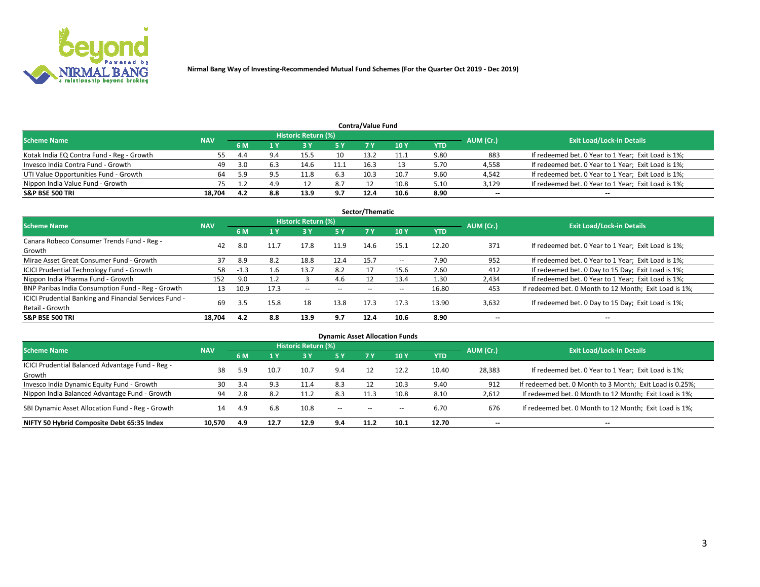**Nirmal Bang Way of Investing-Recommended Mutual Fund Schemes (For the Quarter Oct 2019 - Dec 2019)**

## Contra/Value Fund

| Scheme Name | NAV | Historic Return (%) | | | | | | | AUM (Cr.) | Exit Load/Lock-in Details |
|---|---|---|---|---|---|---|---|---|---|---|
| | | 6 M | 1 Y | 3 Y | 5 Y | 7 Y | 10 Y | YTD | | |
| Kotak India EQ Contra Fund - Reg - Growth | 55 | 4.4 | 9.4 | 15.5 | 10 | 13.2 | 11.1 | 9.80 | 883 | If redeemed bet. 0 Year to 1 Year; Exit Load is 1%; |
| Invesco India Contra Fund - Growth | 49 | 3.0 | 6.3 | 14.6 | 11.1 | 16.3 | 13 | 5.70 | 4,558 | If redeemed bet. 0 Year to 1 Year; Exit Load is 1%; |
| UTI Value Opportunities Fund - Growth | 64 | 5.9 | 9.5 | 11.8 | 6.3 | 10.3 | 10.7 | 9.60 | 4,542 | If redeemed bet. 0 Year to 1 Year; Exit Load is 1%; |
| Nippon India Value Fund - Growth | 75 | 1.2 | 4.9 | 12 | 8.7 | 12 | 10.8 | 5.10 | 3,129 | If redeemed bet. 0 Year to 1 Year; Exit Load is 1%; |
| **S&P BSE 500 TRI** | **18,704** | **4.2** | **8.8** | **13.9** | **9.7** | **12.4** | **10.6** | **8.90** | -- | -- |

## Sector/Thematic

| Scheme Name | NAV | Historic Return (%) | | | | | | | AUM (Cr.) | Exit Load/Lock-in Details |
|---|---|---|---|---|---|---|---|---|---|---|
| | | 6 M | 1 Y | 3 Y | 5 Y | 7 Y | 10 Y | YTD | | |
| Canara Robeco Consumer Trends Fund - Reg - Growth | 42 | 8.0 | 11.7 | 17.8 | 11.9 | 14.6 | 15.1 | 12.20 | 371 | If redeemed bet. 0 Year to 1 Year; Exit Load is 1%; |
| Mirae Asset Great Consumer Fund - Growth | 37 | 8.9 | 8.2 | 18.8 | 12.4 | 15.7 | -- | 7.90 | 952 | If redeemed bet. 0 Year to 1 Year; Exit Load is 1%; |
| ICICI Prudential Technology Fund - Growth | 58 | -1.3 | 1.6 | 13.7 | 8.2 | 17 | 15.6 | 2.60 | 412 | If redeemed bet. 0 Day to 15 Day; Exit Load is 1%; |
| Nippon India Pharma Fund - Growth | 152 | 9.0 | 1.2 | 3 | 4.6 | 12 | 13.4 | 1.30 | 2,434 | If redeemed bet. 0 Year to 1 Year; Exit Load is 1%; |
| BNP Paribas India Consumption Fund - Reg - Growth | 13 | 10.9 | 17.3 | -- | -- | -- | -- | 16.80 | 453 | If redeemed bet. 0 Month to 12 Month; Exit Load is 1%; |
| ICICI Prudential Banking and Financial Services Fund - Retail - Growth | 69 | 3.5 | 15.8 | 18 | 13.8 | 17.3 | 17.3 | 13.90 | 3,632 | If redeemed bet. 0 Day to 15 Day; Exit Load is 1%; |
| **S&P BSE 500 TRI** | **18,704** | **4.2** | **8.8** | **13.9** | **9.7** | **12.4** | **10.6** | **8.90** | -- | -- |

## Dynamic Asset Allocation Funds

| Scheme Name | NAV | Historic Return (%) | | | | | | | AUM (Cr.) | Exit Load/Lock-in Details |
|---|---|---|---|---|---|---|---|---|---|---|
| | | 6 M | 1 Y | 3 Y | 5 Y | 7 Y | 10 Y | YTD | | |
| ICICI Prudential Balanced Advantage Fund - Reg - Growth | 38 | 5.9 | 10.7 | 10.7 | 9.4 | 12 | 12.2 | 10.40 | 28,383 | If redeemed bet. 0 Year to 1 Year; Exit Load is 1%; |
| Invesco India Dynamic Equity Fund - Growth | 30 | 3.4 | 9.3 | 11.4 | 8.3 | 12 | 10.3 | 9.40 | 912 | If redeemed bet. 0 Month to 3 Month; Exit Load is 0.25%; |
| Nippon India Balanced Advantage Fund - Growth | 94 | 2.8 | 8.2 | 11.2 | 8.3 | 11.3 | 10.8 | 8.10 | 2,612 | If redeemed bet. 0 Month to 12 Month; Exit Load is 1%; |
| SBI Dynamic Asset Allocation Fund - Reg - Growth | 14 | 4.9 | 6.8 | 10.8 | -- | -- | -- | 6.70 | 676 | If redeemed bet. 0 Month to 12 Month; Exit Load is 1%; |
| **NIFTY 50 Hybrid Composite Debt 65:35 Index** | **10,570** | **4.9** | **12.7** | **12.9** | **9.4** | **11.2** | **10.1** | **12.70** | -- | -- |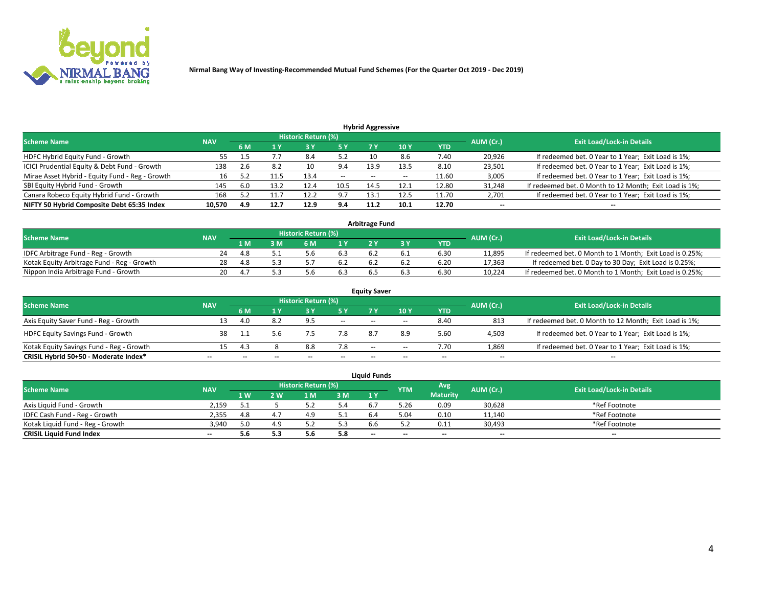Nirmal Bang Way of Investing-Recommended Mutual Fund Schemes (For the Quarter Oct 2019 - Dec 2019)

### Hybrid Aggressive

| Scheme Name | NAV | Historic Return (%) | | | | | | | AUM (Cr.) | Exit Load/Lock-in Details |
|---|---|---|---|---|---|---|---|---|---|---|
| | | 6 M | 1 Y | 3 Y | 5 Y | 7 Y | 10 Y | YTD | | |
| HDFC Hybrid Equity Fund - Growth | 55 | 1.5 | 7.7 | 8.4 | 5.2 | 10 | 8.6 | 7.40 | 20,926 | If redeemed bet. 0 Year to 1 Year; Exit Load is 1%; |
| ICICI Prudential Equity & Debt Fund - Growth | 138 | 2.6 | 8.2 | 10 | 9.4 | 13.9 | 13.5 | 8.10 | 23,501 | If redeemed bet. 0 Year to 1 Year; Exit Load is 1%; |
| Mirae Asset Hybrid - Equity Fund - Reg - Growth | 16 | 5.2 | 11.5 | 13.4 | -- | -- | -- | 11.60 | 3,005 | If redeemed bet. 0 Year to 1 Year; Exit Load is 1%; |
| SBI Equity Hybrid Fund - Growth | 145 | 6.0 | 13.2 | 12.4 | 10.5 | 14.5 | 12.1 | 12.80 | 31,248 | If redeemed bet. 0 Month to 12 Month; Exit Load is 1%; |
| Canara Robeco Equity Hybrid Fund - Growth | 168 | 5.2 | 11.7 | 12.2 | 9.7 | 13.1 | 12.5 | 11.70 | 2,701 | If redeemed bet. 0 Year to 1 Year; Exit Load is 1%; |
| **NIFTY 50 Hybrid Composite Debt 65:35 Index** | **10,570** | **4.9** | **12.7** | **12.9** | **9.4** | **11.2** | **10.1** | **12.70** | **--** | **--** |

### Arbitrage Fund

| Scheme Name | NAV | Historic Return (%) | | | | | | | AUM (Cr.) | Exit Load/Lock-in Details |
|---|---|---|---|---|---|---|---|---|---|---|
| | | 1 M | 3 M | 6 M | 1 Y | 2 Y | 3 Y | YTD | | |
| IDFC Arbitrage Fund - Reg - Growth | 24 | 4.8 | 5.1 | 5.6 | 6.3 | 6.2 | 6.1 | 6.30 | 11,895 | If redeemed bet. 0 Month to 1 Month; Exit Load is 0.25%; |
| Kotak Equity Arbitrage Fund - Reg - Growth | 28 | 4.8 | 5.3 | 5.7 | 6.2 | 6.2 | 6.2 | 6.20 | 17,363 | If redeemed bet. 0 Day to 30 Day; Exit Load is 0.25%; |
| Nippon India Arbitrage Fund - Growth | 20 | 4.7 | 5.3 | 5.6 | 6.3 | 6.5 | 6.3 | 6.30 | 10,224 | If redeemed bet. 0 Month to 1 Month; Exit Load is 0.25%; |

### Equity Saver

| Scheme Name | NAV | Historic Return (%) | | | | | | | AUM (Cr.) | Exit Load/Lock-in Details |
|---|---|---|---|---|---|---|---|---|---|---|
| | | 6 M | 1 Y | 3 Y | 5 Y | 7 Y | 10 Y | YTD | | |
| Axis Equity Saver Fund - Reg - Growth | 13 | 4.0 | 8.2 | 9.5 | -- | -- | -- | 8.40 | 813 | If redeemed bet. 0 Month to 12 Month; Exit Load is 1%; |
| HDFC Equity Savings Fund - Growth | 38 | 1.1 | 5.6 | 7.5 | 7.8 | 8.7 | 8.9 | 5.60 | 4,503 | If redeemed bet. 0 Year to 1 Year; Exit Load is 1%; |
| Kotak Equity Savings Fund - Reg - Growth | 15 | 4.3 | 8 | 8.8 | 7.8 | -- | -- | 7.70 | 1,869 | If redeemed bet. 0 Year to 1 Year; Exit Load is 1%; |
| **CRISIL Hybrid 50+50 - Moderate Index*** | **--** | **--** | **--** | **--** | **--** | **--** | **--** | **--** | **--** | **--** |

### Liquid Funds

| Scheme Name | NAV | Historic Return (%) | | | | | YTM | Avg Maturity | AUM (Cr.) | Exit Load/Lock-in Details |
|---|---|---|---|---|---|---|---|---|---|---|
| | | 1 W | 2 W | 1 M | 3 M | 1 Y | | | | |
| Axis Liquid Fund - Growth | 2,159 | 5.1 | 5 | 5.2 | 5.4 | 6.7 | 5.26 | 0.09 | 30,628 | *Ref Footnote |
| IDFC Cash Fund - Reg - Growth | 2,355 | 4.8 | 4.7 | 4.9 | 5.1 | 6.4 | 5.04 | 0.10 | 11,140 | *Ref Footnote |
| Kotak Liquid Fund - Reg - Growth | 3,940 | 5.0 | 4.9 | 5.2 | 5.3 | 6.6 | 5.2 | 0.11 | 30,493 | *Ref Footnote |
| **CRISIL Liquid Fund Index** | **--** | **5.6** | **5.3** | **5.6** | **5.8** | **--** | **--** | **--** | **--** | **--** |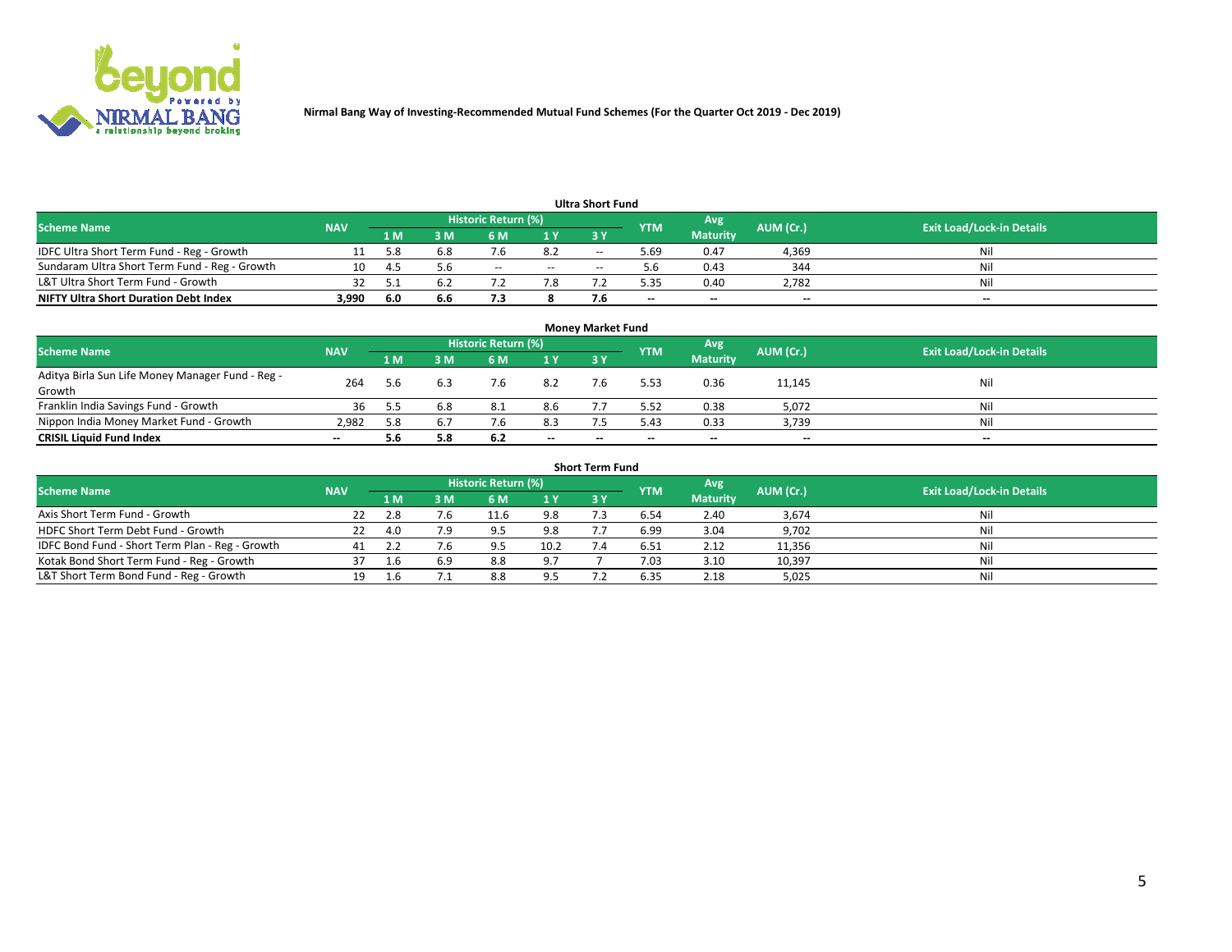Nirmal Bang Way of Investing-Recommended Mutual Fund Schemes (For the Quarter Oct 2019 - Dec 2019)

### Ultra Short Fund

| Scheme Name | NAV | Historic Return (%) | | | | | YTM | Avg Maturity | AUM (Cr.) | Exit Load/Lock-in Details |
|---|---|---|---|---|---|---|---|---|---|---|
| | | 1 M | 3 M | 6 M | 1 Y | 3 Y | | | | |
| IDFC Ultra Short Term Fund - Reg - Growth | 11 | 5.8 | 6.8 | 7.6 | 8.2 | -- | 5.69 | 0.47 | 4,369 | Nil |
| Sundaram Ultra Short Term Fund - Reg - Growth | 10 | 4.5 | 5.6 | -- | -- | -- | 5.6 | 0.43 | 344 | Nil |
| L&T Ultra Short Term Fund - Growth | 32 | 5.1 | 6.2 | 7.2 | 7.8 | 7.2 | 5.35 | 0.40 | 2,782 | Nil |
| **NIFTY Ultra Short Duration Debt Index** | **3,990** | **6.0** | **6.6** | **7.3** | **8** | **7.6** | **--** | **--** | **--** | **--** |

### Money Market Fund

| Scheme Name | NAV | Historic Return (%) | | | | | YTM | Avg Maturity | AUM (Cr.) | Exit Load/Lock-in Details |
|---|---|---|---|---|---|---|---|---|---|---|
| | | 1 M | 3 M | 6 M | 1 Y | 3 Y | | | | |
| Aditya Birla Sun Life Money Manager Fund - Reg - Growth | 264 | 5.6 | 6.3 | 7.6 | 8.2 | 7.6 | 5.53 | 0.36 | 11,145 | Nil |
| Franklin India Savings Fund - Growth | 36 | 5.5 | 6.8 | 8.1 | 8.6 | 7.7 | 5.52 | 0.38 | 5,072 | Nil |
| Nippon India Money Market Fund - Growth | 2,982 | 5.8 | 6.7 | 7.6 | 8.3 | 7.5 | 5.43 | 0.33 | 3,739 | Nil |
| **CRISIL Liquid Fund Index** | **--** | **5.6** | **5.8** | **6.2** | **--** | **--** | **--** | **--** | **--** | **--** |

### Short Term Fund

| Scheme Name | NAV | Historic Return (%) | | | | | YTM | Avg Maturity | AUM (Cr.) | Exit Load/Lock-in Details |
|---|---|---|---|---|---|---|---|---|---|---|
| | | 1 M | 3 M | 6 M | 1 Y | 3 Y | | | | |
| Axis Short Term Fund - Growth | 22 | 2.8 | 7.6 | 11.6 | 9.8 | 7.3 | 6.54 | 2.40 | 3,674 | Nil |
| HDFC Short Term Debt Fund - Growth | 22 | 4.0 | 7.9 | 9.5 | 9.8 | 7.7 | 6.99 | 3.04 | 9,702 | Nil |
| IDFC Bond Fund - Short Term Plan - Reg - Growth | 41 | 2.2 | 7.6 | 9.5 | 10.2 | 7.4 | 6.51 | 2.12 | 11,356 | Nil |
| Kotak Bond Short Term Fund - Reg - Growth | 37 | 1.6 | 6.9 | 8.8 | 9.7 | 7 | 7.03 | 3.10 | 10,397 | Nil |
| L&T Short Term Bond Fund - Reg - Growth | 19 | 1.6 | 7.1 | 8.8 | 9.5 | 7.2 | 6.35 | 2.18 | 5,025 | Nil |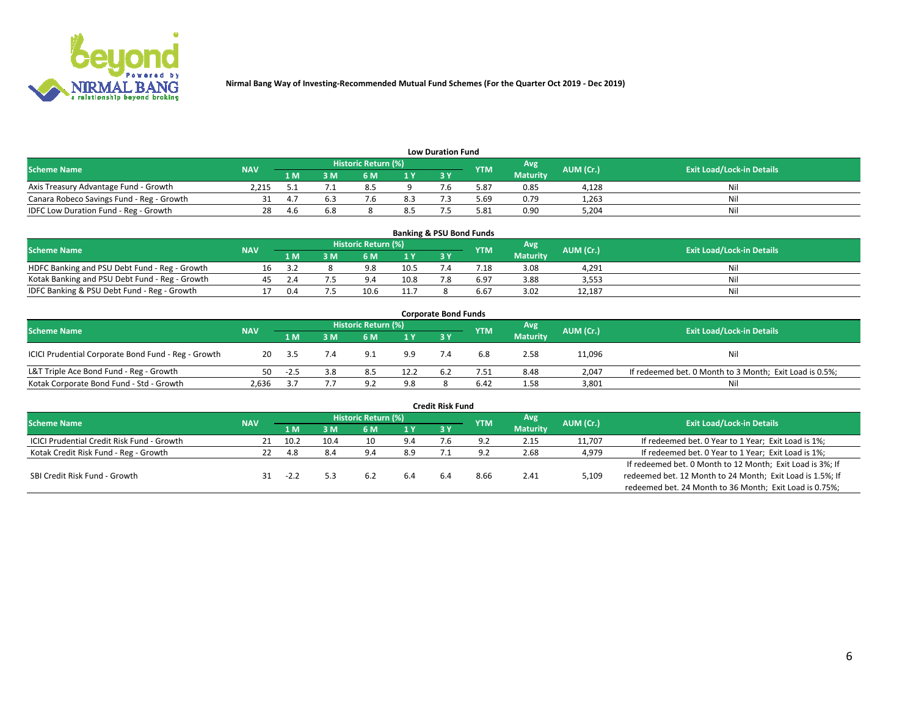Nirmal Bang Way of Investing-Recommended Mutual Fund Schemes (For the Quarter Oct 2019 - Dec 2019)

## Low Duration Fund

| Scheme Name | NAV | Historic Return (%) | | | | | YTM | Avg Maturity | AUM (Cr.) | Exit Load/Lock-in Details |
|---|---|---|---|---|---|---|---|---|---|---|
| | | 1 M | 3 M | 6 M | 1 Y | 3 Y | | | | |
| Axis Treasury Advantage Fund - Growth | 2,215 | 5.1 | 7.1 | 8.5 | 9 | 7.6 | 5.87 | 0.85 | 4,128 | Nil |
| Canara Robeco Savings Fund - Reg - Growth | 31 | 4.7 | 6.3 | 7.6 | 8.3 | 7.3 | 5.69 | 0.79 | 1,263 | Nil |
| IDFC Low Duration Fund - Reg - Growth | 28 | 4.6 | 6.8 | 8 | 8.5 | 7.5 | 5.81 | 0.90 | 5,204 | Nil |

## Banking & PSU Bond Funds

| Scheme Name | NAV | Historic Return (%) | | | | | YTM | Avg Maturity | AUM (Cr.) | Exit Load/Lock-in Details |
|---|---|---|---|---|---|---|---|---|---|---|
| | | 1 M | 3 M | 6 M | 1 Y | 3 Y | | | | |
| HDFC Banking and PSU Debt Fund - Reg - Growth | 16 | 3.2 | 8 | 9.8 | 10.5 | 7.4 | 7.18 | 3.08 | 4,291 | Nil |
| Kotak Banking and PSU Debt Fund - Reg - Growth | 45 | 2.4 | 7.5 | 9.4 | 10.8 | 7.8 | 6.97 | 3.88 | 3,553 | Nil |
| IDFC Banking & PSU Debt Fund - Reg - Growth | 17 | 0.4 | 7.5 | 10.6 | 11.7 | 8 | 6.67 | 3.02 | 12,187 | Nil |

## Corporate Bond Funds

| Scheme Name | NAV | Historic Return (%) | | | | | YTM | Avg Maturity | AUM (Cr.) | Exit Load/Lock-in Details |
|---|---|---|---|---|---|---|---|---|---|---|
| | | 1 M | 3 M | 6 M | 1 Y | 3 Y | | | | |
| ICICI Prudential Corporate Bond Fund - Reg - Growth | 20 | 3.5 | 7.4 | 9.1 | 9.9 | 7.4 | 6.8 | 2.58 | 11,096 | Nil |
| L&T Triple Ace Bond Fund - Reg - Growth | 50 | -2.5 | 3.8 | 8.5 | 12.2 | 6.2 | 7.51 | 8.48 | 2,047 | If redeemed bet. 0 Month to 3 Month; Exit Load is 0.5%; |
| Kotak Corporate Bond Fund - Std - Growth | 2,636 | 3.7 | 7.7 | 9.2 | 9.8 | 8 | 6.42 | 1.58 | 3,801 | Nil |

## Credit Risk Fund

| Scheme Name | NAV | Historic Return (%) | | | | | YTM | Avg Maturity | AUM (Cr.) | Exit Load/Lock-in Details |
|---|---|---|---|---|---|---|---|---|---|---|
| | | 1 M | 3 M | 6 M | 1 Y | 3 Y | | | | |
| ICICI Prudential Credit Risk Fund - Growth | 21 | 10.2 | 10.4 | 10 | 9.4 | 7.6 | 9.2 | 2.15 | 11,707 | If redeemed bet. 0 Year to 1 Year; Exit Load is 1%; |
| Kotak Credit Risk Fund - Reg - Growth | 22 | 4.8 | 8.4 | 9.4 | 8.9 | 7.1 | 9.2 | 2.68 | 4,979 | If redeemed bet. 0 Year to 1 Year; Exit Load is 1%; |
| SBI Credit Risk Fund - Growth | 31 | -2.2 | 5.3 | 6.2 | 6.4 | 6.4 | 8.66 | 2.41 | 5,109 | If redeemed bet. 0 Month to 12 Month; Exit Load is 3%; If redeemed bet. 12 Month to 24 Month; Exit Load is 1.5%; If redeemed bet. 24 Month to 36 Month; Exit Load is 0.75%; |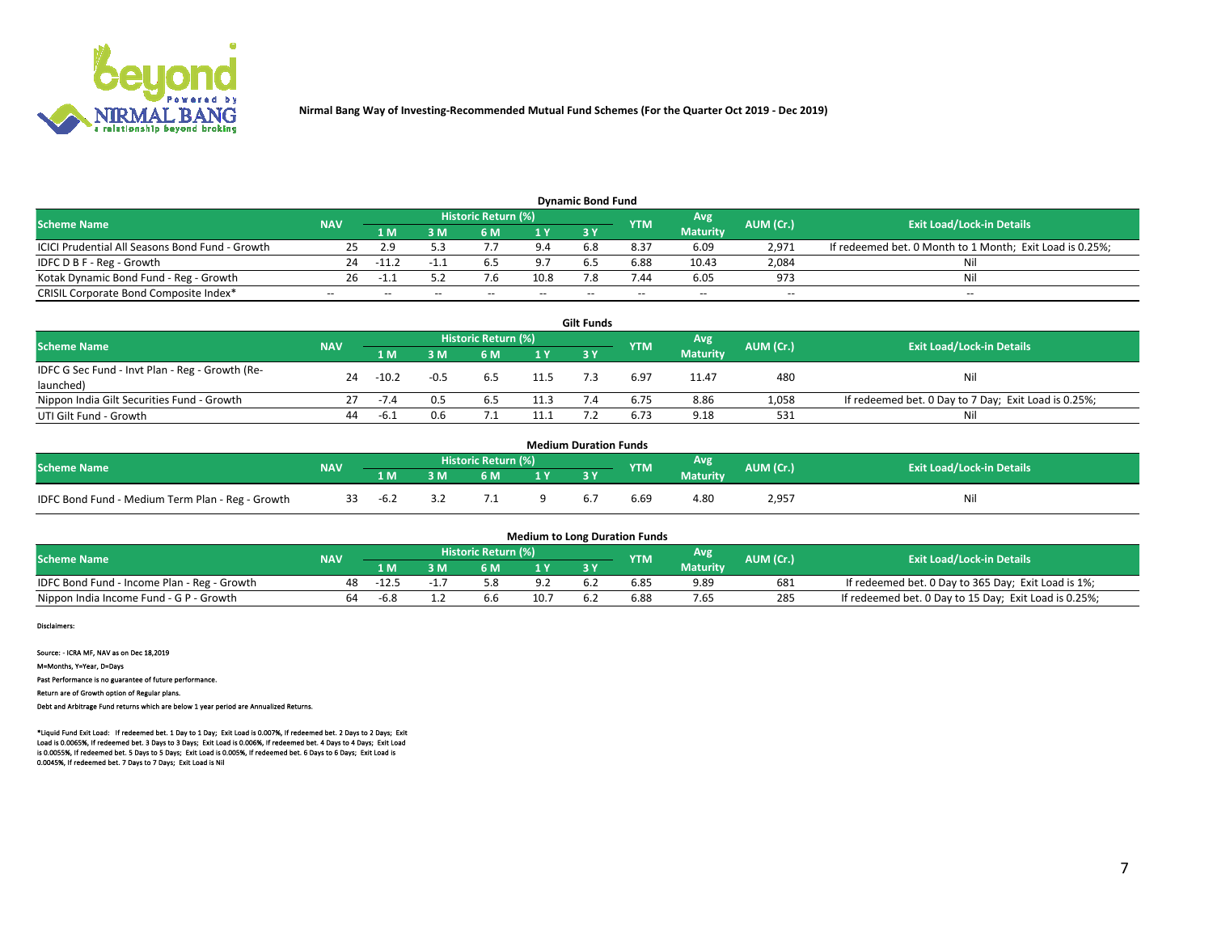**Nirmal Bang Way of Investing-Recommended Mutual Fund Schemes (For the Quarter Oct 2019 - Dec 2019)**

### Dynamic Bond Fund

| Scheme Name | NAV | Historic Return (%) | | | | | YTM | Avg Maturity | AUM (Cr.) | Exit Load/Lock-in Details |
|---|---|---|---|---|---|---|---|---|---|---|
| | | 1 M | 3 M | 6 M | 1 Y | 3 Y | | | | |
| ICICI Prudential All Seasons Bond Fund - Growth | 25 | 2.9 | 5.3 | 7.7 | 9.4 | 6.8 | 8.37 | 6.09 | 2,971 | If redeemed bet. 0 Month to 1 Month; Exit Load is 0.25%; |
| IDFC D B F - Reg - Growth | 24 | -11.2 | -1.1 | 6.5 | 9.7 | 6.5 | 6.88 | 10.43 | 2,084 | Nil |
| Kotak Dynamic Bond Fund - Reg - Growth | 26 | -1.1 | 5.2 | 7.6 | 10.8 | 7.8 | 7.44 | 6.05 | 973 | Nil |
| CRISIL Corporate Bond Composite Index* | -- | -- | -- | -- | -- | -- | -- | -- | -- | -- |

### Gilt Funds

| Scheme Name | NAV | Historic Return (%) | | | | | YTM | Avg Maturity | AUM (Cr.) | Exit Load/Lock-in Details |
|---|---|---|---|---|---|---|---|---|---|---|
| | | 1 M | 3 M | 6 M | 1 Y | 3 Y | | | | |
| IDFC G Sec Fund - Invt Plan - Reg - Growth (Re-launched) | 24 | -10.2 | -0.5 | 6.5 | 11.5 | 7.3 | 6.97 | 11.47 | 480 | Nil |
| Nippon India Gilt Securities Fund - Growth | 27 | -7.4 | 0.5 | 6.5 | 11.3 | 7.4 | 6.75 | 8.86 | 1,058 | If redeemed bet. 0 Day to 7 Day; Exit Load is 0.25%; |
| UTI Gilt Fund - Growth | 44 | -6.1 | 0.6 | 7.1 | 11.1 | 7.2 | 6.73 | 9.18 | 531 | Nil |

### Medium Duration Funds

| Scheme Name | NAV | Historic Return (%) | | | | | YTM | Avg Maturity | AUM (Cr.) | Exit Load/Lock-in Details |
|---|---|---|---|---|---|---|---|---|---|---|
| | | 1 M | 3 M | 6 M | 1 Y | 3 Y | | | | |
| IDFC Bond Fund - Medium Term Plan - Reg - Growth | 33 | -6.2 | 3.2 | 7.1 | 9 | 6.7 | 6.69 | 4.80 | 2,957 | Nil |

### Medium to Long Duration Funds

| Scheme Name | NAV | Historic Return (%) | | | | | YTM | Avg Maturity | AUM (Cr.) | Exit Load/Lock-in Details |
|---|---|---|---|---|---|---|---|---|---|---|
| | | 1 M | 3 M | 6 M | 1 Y | 3 Y | | | | |
| IDFC Bond Fund - Income Plan - Reg - Growth | 48 | -12.5 | -1.7 | 5.8 | 9.2 | 6.2 | 6.85 | 9.89 | 681 | If redeemed bet. 0 Day to 365 Day; Exit Load is 1%; |
| Nippon India Income Fund - G P - Growth | 64 | -6.8 | 1.2 | 6.6 | 10.7 | 6.2 | 6.88 | 7.65 | 285 | If redeemed bet. 0 Day to 15 Day; Exit Load is 0.25%; |

Disclaimers:

Source: - ICRA MF, NAV as on Dec 18,2019

M=Months, Y=Year, D=Days

Past Performance is no guarantee of future performance.

Return are of Growth option of Regular plans.

Debt and Arbitrage Fund returns which are below 1 year period are Annualized Returns.

*Liquid Fund Exit Load: If redeemed bet. 1 Day to 1 Day; Exit Load is 0.007%, If redeemed bet. 2 Days to 2 Days; Exit Load is 0.0065%, If redeemed bet. 3 Days to 3 Days; Exit Load is 0.006%, If redeemed bet. 4 Days to 4 Days; Exit Load is 0.0055%, If redeemed bet. 5 Days to 5 Days; Exit Load is 0.005%, If redeemed bet. 6 Days to 6 Days; Exit Load is 0.0045%, If redeemed bet. 7 Days to 7 Days; Exit Load is Nil